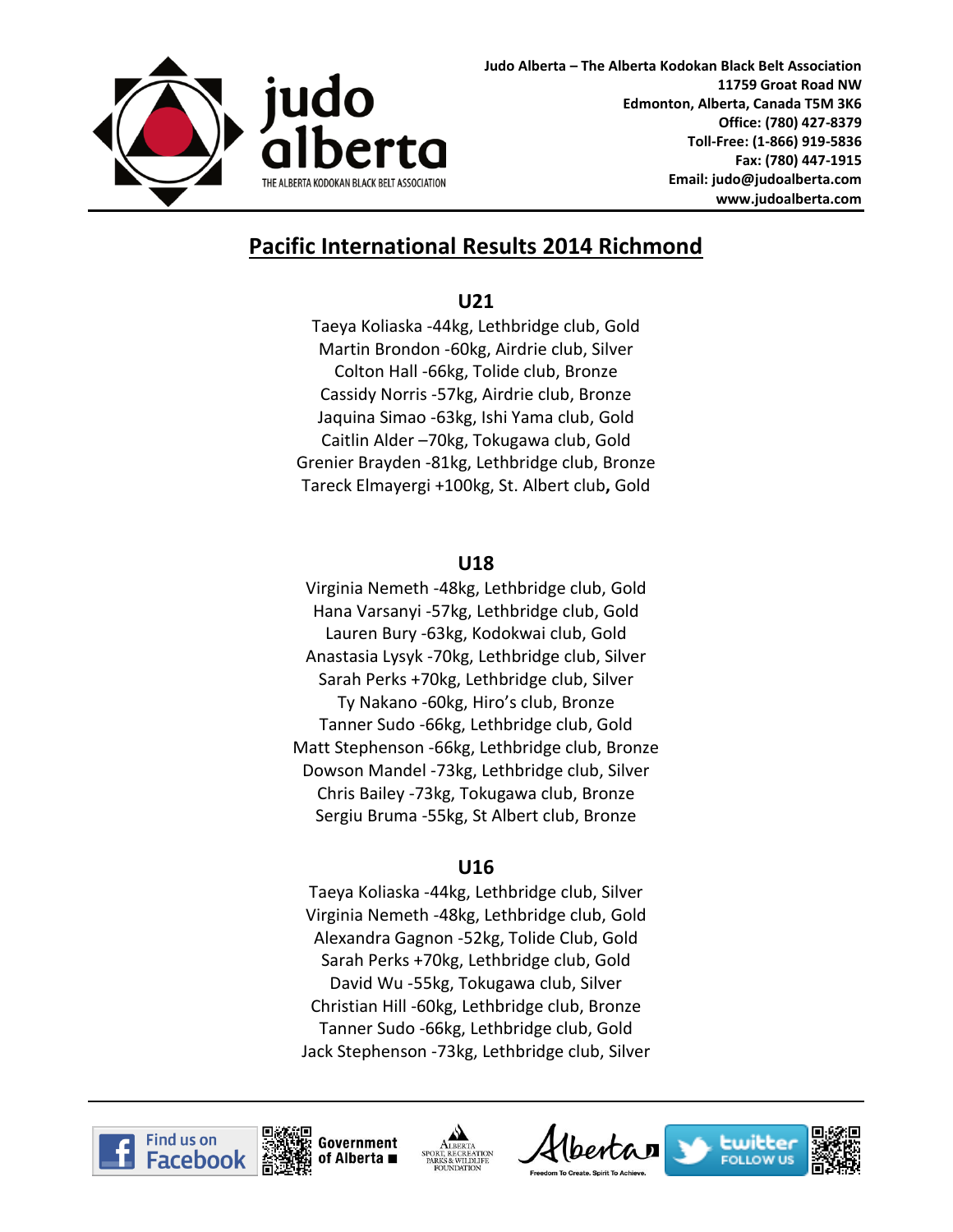Judo Alberta – The Alberta Kodokan Black Belt Association
11759 Groat Road NW
Edmonton, Alberta, Canada T5M 3K6
Office: (780) 427-8379
Toll-Free: (1-866) 919-5836
Fax: (780) 447-1915
Email: judo@judoalberta.com
www.judoalberta.com

# Pacific International Results 2014 Richmond

## U21

Taeya Koliaska -44kg, Lethbridge club, Gold
Martin Brondon -60kg, Airdrie club, Silver
Colton Hall -66kg, Tolide club, Bronze
Cassidy Norris -57kg, Airdrie club, Bronze
Jaquina Simao -63kg, Ishi Yama club, Gold
Caitlin Alder –70kg, Tokugawa club, Gold
Grenier Brayden -81kg, Lethbridge club, Bronze
Tareck Elmayergi +100kg, St. Albert club**,** Gold

## U18

Virginia Nemeth -48kg, Lethbridge club, Gold
Hana Varsanyi -57kg, Lethbridge club, Gold
Lauren Bury -63kg, Kodokwai club, Gold
Anastasia Lysyk -70kg, Lethbridge club, Silver
Sarah Perks +70kg, Lethbridge club, Silver
Ty Nakano -60kg, Hiro's club, Bronze
Tanner Sudo -66kg, Lethbridge club, Gold
Matt Stephenson -66kg, Lethbridge club, Bronze
Dowson Mandel -73kg, Lethbridge club, Silver
Chris Bailey -73kg, Tokugawa club, Bronze
Sergiu Bruma -55kg, St Albert club, Bronze

## U16

Taeya Koliaska -44kg, Lethbridge club, Silver
Virginia Nemeth -48kg, Lethbridge club, Gold
Alexandra Gagnon -52kg, Tolide Club, Gold
Sarah Perks +70kg, Lethbridge club, Gold
David Wu -55kg, Tokugawa club, Silver
Christian Hill -60kg, Lethbridge club, Bronze
Tanner Sudo -66kg, Lethbridge club, Gold
Jack Stephenson -73kg, Lethbridge club, Silver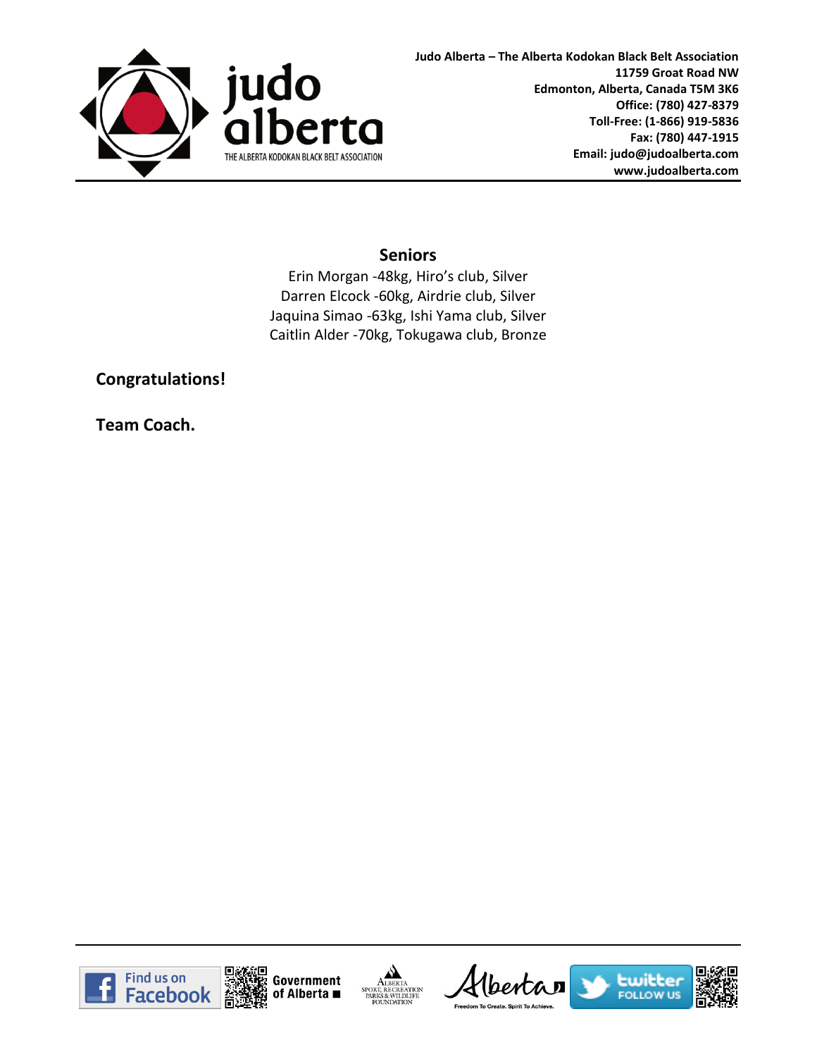## Seniors

Erin Morgan -48kg, Hiro's club, Silver
Darren Elcock -60kg, Airdrie club, Silver
Jaquina Simao -63kg, Ishi Yama club, Silver
Caitlin Alder -70kg, Tokugawa club, Bronze

**Congratulations!**

**Team Coach.**